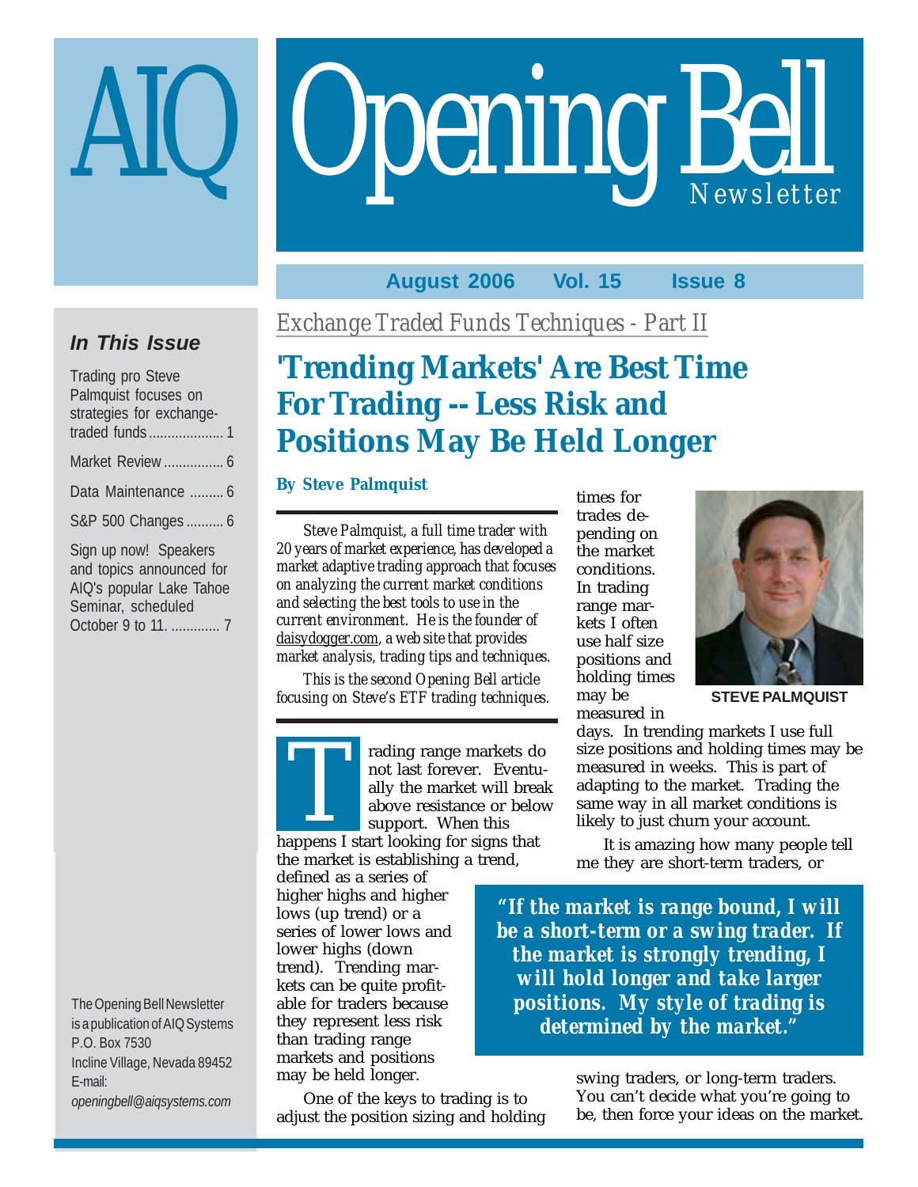# AIQ Opening Bell Newsletter

**August 2006 Vol. 15 Issue 8**

### In This Issue

Trading pro Steve Palmquist focuses on strategies for exchange-traded funds .................... 1

Market Review ................ 6

Data Maintenance ......... 6

S&P 500 Changes .......... 6

Sign up now! Speakers and topics announced for AIQ's popular Lake Tahoe Seminar, scheduled October 9 to 11. ............. 7

The Opening Bell Newsletter is a publication of AIQ Systems
P.O. Box 7530
Incline Village, Nevada 89452
E-mail:
*openingbell@aiqsystems.com*

*Exchange Traded Funds Techniques - Part II*

# 'Trending Markets' Are Best Time For Trading -- Less Risk and Positions May Be Held Longer

**By Steve Palmquist**

*Steve Palmquist, a full time trader with 20 years of market experience, has developed a market adaptive trading approach that focuses on analyzing the current market conditions and selecting the best tools to use in the current environment. He is the founder of daisydogger.com, a web site that provides market analysis, trading tips and techniques.*

*This is the second Opening Bell article focusing on Steve's ETF trading techniques.*

Trading range markets do not last forever. Eventually the market will break above resistance or below support. When this happens I start looking for signs that the market is establishing a trend, defined as a series of higher highs and higher lows (up trend) or a series of lower lows and lower highs (down trend). Trending markets can be quite profitable for traders because they represent less risk than trading range markets and positions may be held longer.

One of the keys to trading is to adjust the position sizing and holding times for trades depending on the market conditions. In trading range markets I often use half size positions and holding times may be measured in days. In trending markets I use full size positions and holding times may be measured in weeks. This is part of adapting to the market. Trading the same way in all market conditions is likely to just churn your account.

STEVE PALMQUIST

It is amazing how many people tell me they are short-term traders, or swing traders, or long-term traders. You can't decide what you're going to be, then force your ideas on the market.

> ***"If the market is range bound, I will be a short-term or a swing trader. If the market is strongly trending, I will hold longer and take larger positions. My style of trading is determined by the market."***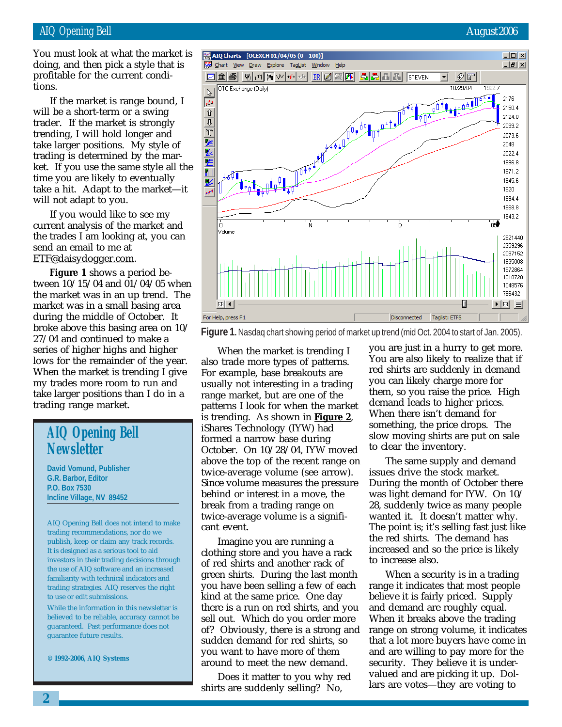You must look at what the market is doing, and then pick a style that is profitable for the current conditions.

If the market is range bound, I will be a short-term or a swing trader. If the market is strongly trending, I will hold longer and take larger positions. My style of trading is determined by the market. If you use the same style all the time you are likely to eventually take a hit. Adapt to the market—it will not adapt to you.

If you would like to see my current analysis of the market and the trades I am looking at, you can send an email to me at ETF@daisydogger.com.

**Figure 1** shows a period between 10/15/04 and 01/04/05 when the market was in an up trend. The market was in a small basing area during the middle of October. It broke above this basing area on 10/27/04 and continued to make a series of higher highs and higher lows for the remainder of the year. When the market is trending I give my trades more room to run and take larger positions than I do in a trading range market.

## AIQ Opening Bell Newsletter

**David Vomund, Publisher**
**G.R. Barbor, Editor**
**P.O. Box 7530**
**Incline Village, NV 89452**

AIQ Opening Bell does not intend to make trading recommendations, nor do we publish, keep or claim any track records. It is designed as a serious tool to aid investors in their trading decisions through the use of AIQ software and an increased familiarity with technical indicators and trading strategies. AIQ reserves the right to use or edit submissions.

While the information in this newsletter is believed to be reliable, accuracy cannot be guaranteed. Past performance does not guarantee future results.

**© 1992-2006, AIQ Systems**

**Figure 1.** Nasdaq chart showing period of market up trend (mid Oct. 2004 to start of Jan. 2005).

When the market is trending I also trade more types of patterns. For example, base breakouts are usually not interesting in a trading range market, but are one of the patterns I look for when the market is trending. As shown in **Figure 2**, iShares Technology (IYW) had formed a narrow base during October. On 10/28/04, IYW moved above the top of the recent range on twice-average volume (see arrow). Since volume measures the pressure behind or interest in a move, the break from a trading range on twice-average volume is a significant event.

Imagine you are running a clothing store and you have a rack of red shirts and another rack of green shirts. During the last month you have been selling a few of each kind at the same price. One day there is a run on red shirts, and you sell out. Which do you order more of? Obviously, there is a strong and sudden demand for red shirts, so you want to have more of them around to meet the new demand.

Does it matter to you why red shirts are suddenly selling? No, you are just in a hurry to get more. You are also likely to realize that if red shirts are suddenly in demand you can likely charge more for them, so you raise the price. High demand leads to higher prices. When there isn't demand for something, the price drops. The slow moving shirts are put on sale to clear the inventory.

The same supply and demand issues drive the stock market. During the month of October there was light demand for IYW. On 10/28, suddenly twice as many people wanted it. It doesn't matter why. The point is; it's selling fast just like the red shirts. The demand has increased and so the price is likely to increase also.

When a security is in a trading range it indicates that most people believe it is fairly priced. Supply and demand are roughly equal. When it breaks above the trading range on strong volume, it indicates that a lot more buyers have come in and are willing to pay more for the security. They believe it is undervalued and are picking it up. Dollars are votes—they are voting to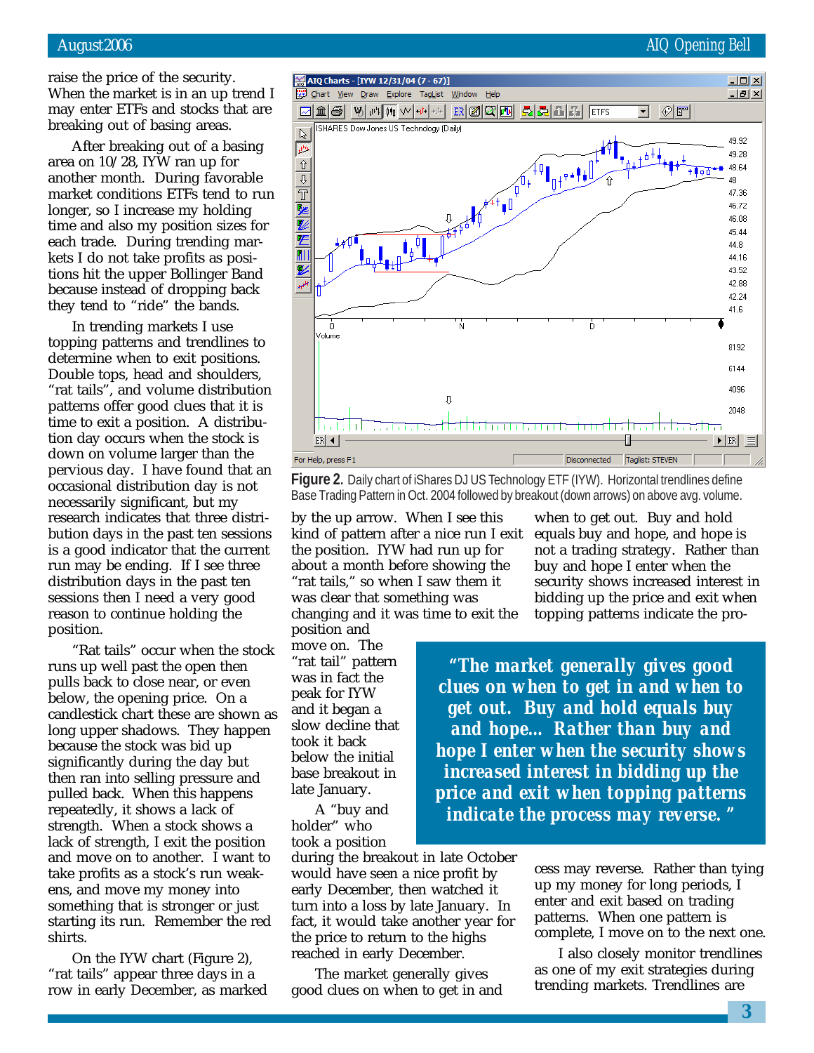raise the price of the security. When the market is in an up trend I may enter ETFs and stocks that are breaking out of basing areas.

After breaking out of a basing area on 10/28, IYW ran up for another month. During favorable market conditions ETFs tend to run longer, so I increase my holding time and also my position sizes for each trade. During trending markets I do not take profits as positions hit the upper Bollinger Band because instead of dropping back they tend to "ride" the bands.

In trending markets I use topping patterns and trendlines to determine when to exit positions. Double tops, head and shoulders, "rat tails", and volume distribution patterns offer good clues that it is time to exit a position. A distribution day occurs when the stock is down on volume larger than the pervious day. I have found that an occasional distribution day is not necessarily significant, but my research indicates that three distribution days in the past ten sessions is a good indicator that the current run may be ending. If I see three distribution days in the past ten sessions then I need a very good reason to continue holding the position.

"Rat tails" occur when the stock runs up well past the open then pulls back to close near, or even below, the opening price. On a candlestick chart these are shown as long upper shadows. They happen because the stock was bid up significantly during the day but then ran into selling pressure and pulled back. When this happens repeatedly, it shows a lack of strength. When a stock shows a lack of strength, I exit the position and move on to another. I want to take profits as a stock's run weakens, and move my money into something that is stronger or just starting its run. Remember the red shirts.

On the IYW chart (Figure 2), "rat tails" appear three days in a row in early December, as marked

**Figure 2.** Daily chart of iShares DJ US Technology ETF (IYW). Horizontal trendlines define Base Trading Pattern in Oct. 2004 followed by breakout (down arrows) on above avg. volume.

by the up arrow. When I see this kind of pattern after a nice run I exit the position. IYW had run up for about a month before showing the "rat tails," so when I saw them it was clear that something was changing and it was time to exit the position and move on. The "rat tail" pattern was in fact the peak for IYW and it began a slow decline that took it back below the initial base breakout in late January.

A "buy and holder" who took a position during the breakout in late October would have seen a nice profit by early December, then watched it turn into a loss by late January. In fact, it would take another year for the price to return to the highs reached in early December.

The market generally gives good clues on when to get in and when to get out. Buy and hold equals buy and hope, and hope is not a trading strategy. Rather than buy and hope I enter when the security shows increased interest in bidding up the price and exit when topping patterns indicate the process may reverse. Rather than tying up my money for long periods, I enter and exit based on trading patterns. When one pattern is complete, I move on to the next one.

> ***"The market generally gives good clues on when to get in and when to get out. Buy and hold equals buy and hope… Rather than buy and hope I enter when the security shows increased interest in bidding up the price and exit when topping patterns indicate the process may reverse."***

I also closely monitor trendlines as one of my exit strategies during trending markets. Trendlines are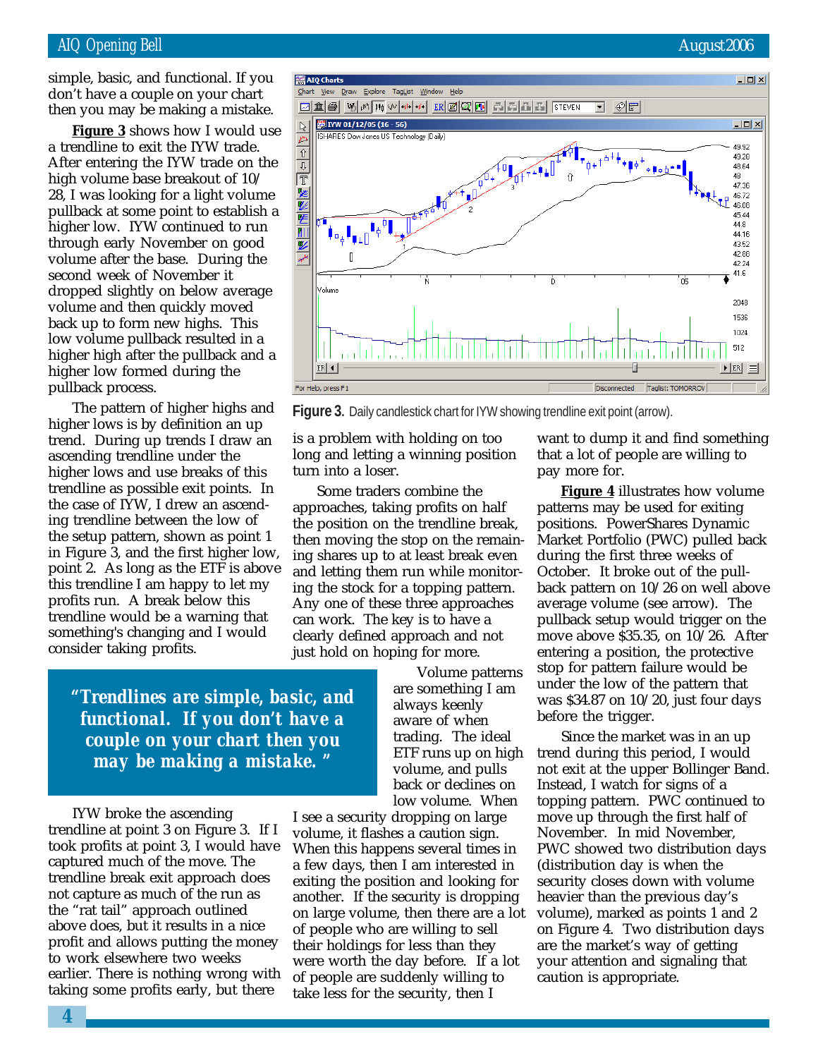simple, basic, and functional. If you don't have a couple on your chart then you may be making a mistake.

**Figure 3** shows how I would use a trendline to exit the IYW trade. After entering the IYW trade on the high volume base breakout of 10/28, I was looking for a light volume pullback at some point to establish a higher low. IYW continued to run through early November on good volume after the base. During the second week of November it dropped slightly on below average volume and then quickly moved back up to form new highs. This low volume pullback resulted in a higher high after the pullback and a higher low formed during the pullback process.

The pattern of higher highs and higher lows is by definition an up trend. During up trends I draw an ascending trendline under the higher lows and use breaks of this trendline as possible exit points. In the case of IYW, I drew an ascending trendline between the low of the setup pattern, shown as point 1 in Figure 3, and the first higher low, point 2. As long as the ETF is above this trendline I am happy to let my profits run. A break below this trendline would be a warning that something's changing and I would consider taking profits.

**Figure 3.** Daily candlestick chart for IYW showing trendline exit point (arrow).

> *"Trendlines are simple, basic, and functional. If you don't have a couple on your chart then you may be making a mistake."*

IYW broke the ascending trendline at point 3 on Figure 3. If I took profits at point 3, I would have captured much of the move. The trendline break exit approach does not capture as much of the run as the "rat tail" approach outlined above does, but it results in a nice profit and allows putting the money to work elsewhere two weeks earlier. There is nothing wrong with taking some profits early, but there is a problem with holding on too long and letting a winning position turn into a loser.

Some traders combine the approaches, taking profits on half the position on the trendline break, then moving the stop on the remaining shares up to at least break even and letting them run while monitoring the stock for a topping pattern. Any one of these three approaches can work. The key is to have a clearly defined approach and not just hold on hoping for more.

Volume patterns are something I am always keenly aware of when trading. The ideal ETF runs up on high volume, and pulls back or declines on low volume. When I see a security dropping on large volume, it flashes a caution sign. When this happens several times in a few days, then I am interested in exiting the position and looking for another. If the security is dropping on large volume, then there are a lot of people who are willing to sell their holdings for less than they were worth the day before. If a lot of people are suddenly willing to take less for the security, then I want to dump it and find something that a lot of people are willing to pay more for.

**Figure 4** illustrates how volume patterns may be used for exiting positions. PowerShares Dynamic Market Portfolio (PWC) pulled back during the first three weeks of October. It broke out of the pullback pattern on 10/26 on well above average volume (see arrow). The pullback setup would trigger on the move above $35.35, on 10/26. After entering a position, the protective stop for pattern failure would be under the low of the pattern that was $34.87 on 10/20, just four days before the trigger.

Since the market was in an up trend during this period, I would not exit at the upper Bollinger Band. Instead, I watch for signs of a topping pattern. PWC continued to move up through the first half of November. In mid November, PWC showed two distribution days (distribution day is when the security closes down with volume heavier than the previous day's volume), marked as points 1 and 2 on Figure 4. Two distribution days are the market's way of getting your attention and signaling that caution is appropriate.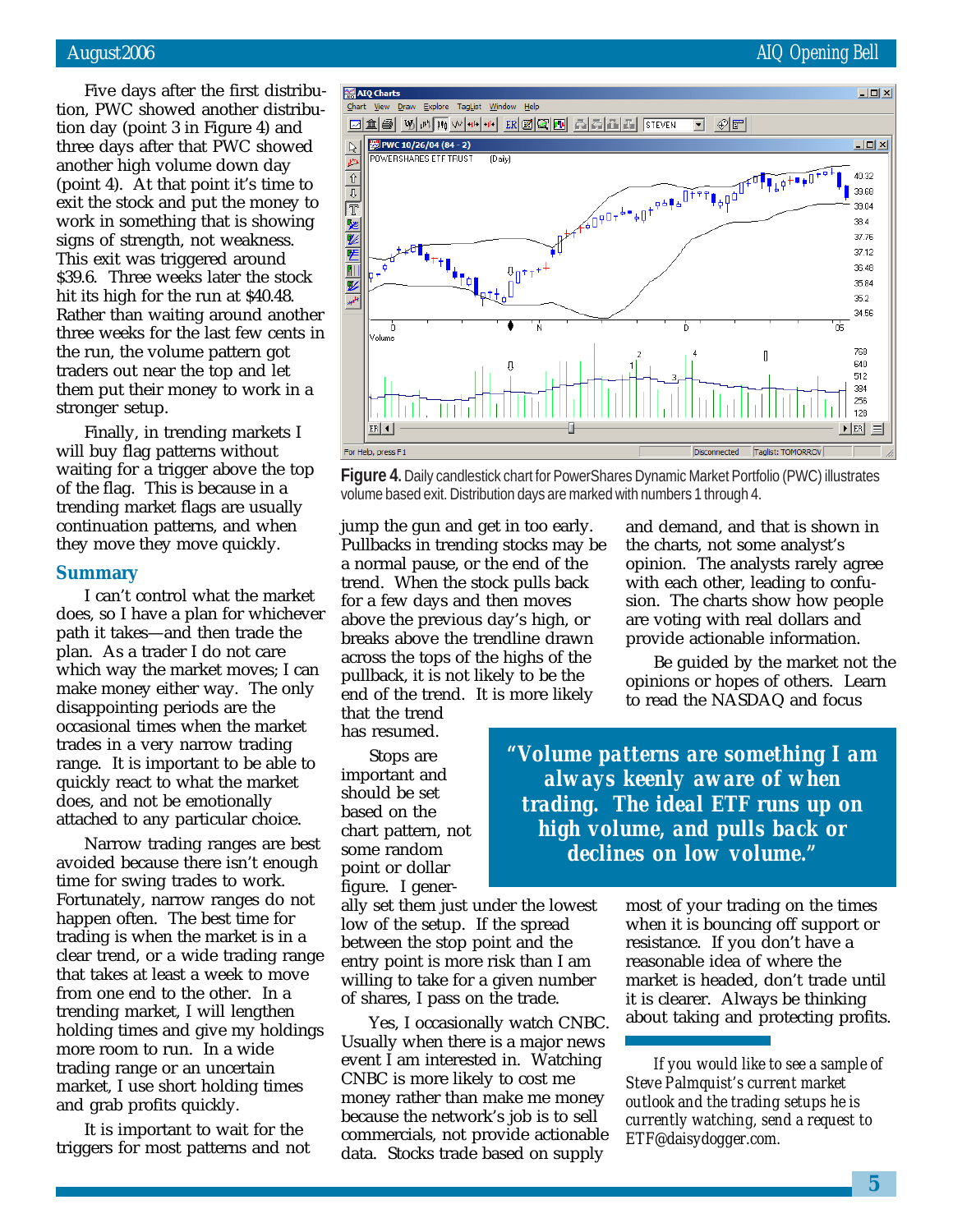Five days after the first distribution day, PWC showed another distribution day (point 3 in Figure 4) and three days after that PWC showed another high volume down day (point 4). At that point it's time to exit the stock and put the money to work in something that is showing signs of strength, not weakness. This exit was triggered around $39.6. Three weeks later the stock hit its high for the run at $40.48. Rather than waiting around another three weeks for the last few cents in the run, the volume pattern got traders out near the top and let them put their money to work in a stronger setup.

Finally, in trending markets I will buy flag patterns without waiting for a trigger above the top of the flag. This is because in a trending market flags are usually continuation patterns, and when they move they move quickly.

## Summary

I can't control what the market does, so I have a plan for whichever path it takes—and then trade the plan. As a trader I do not care which way the market moves; I can make money either way. The only disappointing periods are the occasional times when the market trades in a very narrow trading range. It is important to be able to quickly react to what the market does, and not be emotionally attached to any particular choice.

Narrow trading ranges are best avoided because there isn't enough time for swing trades to work. Fortunately, narrow ranges do not happen often. The best time for trading is when the market is in a clear trend, or a wide trading range that takes at least a week to move from one end to the other. In a trending market, I will lengthen holding times and give my holdings more room to run. In a wide trading range or an uncertain market, I use short holding times and grab profits quickly.

It is important to wait for the triggers for most patterns and not jump the gun and get in too early. Pullbacks in trending stocks may be a normal pause, or the end of the trend. When the stock pulls back for a few days and then moves above the previous day's high, or breaks above the trendline drawn across the tops of the highs of the pullback, it is not likely to be the end of the trend. It is more likely that the trend has resumed.

**Figure 4.** Daily candlestick chart for PowerShares Dynamic Market Portfolio (PWC) illustrates volume based exit. Distribution days are marked with numbers 1 through 4.

Stops are important and should be set based on the chart pattern, not some random point or dollar figure. I generally set them just under the lowest low of the setup. If the spread between the stop point and the entry point is more risk than I am willing to take for a given number of shares, I pass on the trade.

> ***"Volume patterns are something I am always keenly aware of when trading. The ideal ETF runs up on high volume, and pulls back or declines on low volume."***

Yes, I occasionally watch CNBC. Usually when there is a major news event I am interested in. Watching CNBC is more likely to cost me money rather than make me money because the network's job is to sell commercials, not provide actionable data. Stocks trade based on supply and demand, and that is shown in the charts, not some analyst's opinion. The analysts rarely agree with each other, leading to confusion. The charts show how people are voting with real dollars and provide actionable information.

Be guided by the market not the opinions or hopes of others. Learn to read the NASDAQ and focus most of your trading on the times when it is bouncing off support or resistance. If you don't have a reasonable idea of where the market is headed, don't trade until it is clearer. Always be thinking about taking and protecting profits.

*If you would like to see a sample of Steve Palmquist's current market outlook and the trading setups he is currently watching, send a request to ETF@daisydogger.com.*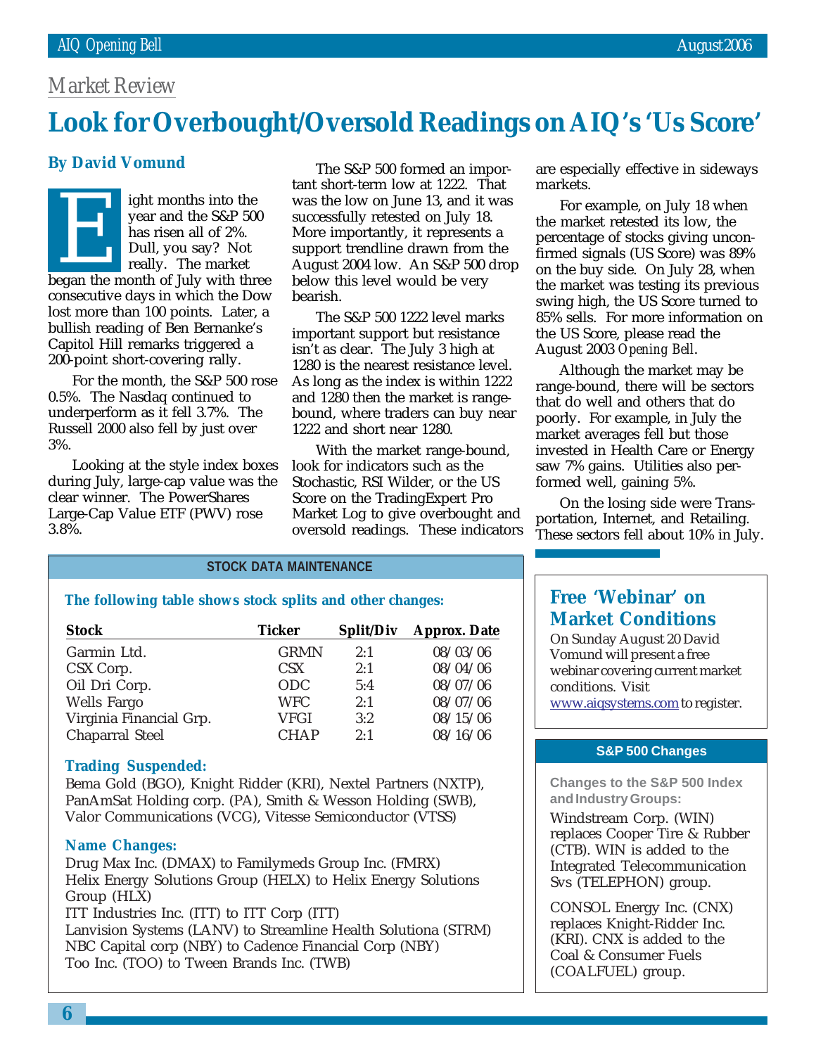## Market Review

# Look for Overbought/Oversold Readings on AIQ's 'Us Score'

**By David Vomund**

Eight months into the year and the S&P 500 has risen all of 2%. Dull, you say? Not really. The market began the month of July with three consecutive days in which the Dow lost more than 100 points. Later, a bullish reading of Ben Bernanke's Capitol Hill remarks triggered a 200-point short-covering rally.

For the month, the S&P 500 rose 0.5%. The Nasdaq continued to underperform as it fell 3.7%. The Russell 2000 also fell by just over 3%.

Looking at the style index boxes during July, large-cap value was the clear winner. The PowerShares Large-Cap Value ETF (PWV) rose 3.8%.

The S&P 500 formed an important short-term low at 1222. That was the low on June 13, and it was successfully retested on July 18. More importantly, it represents a support trendline drawn from the August 2004 low. An S&P 500 drop below this level would be very bearish.

The S&P 500 1222 level marks important support but resistance isn't as clear. The July 3 high at 1280 is the nearest resistance level. As long as the index is within 1222 and 1280 then the market is range-bound, where traders can buy near 1222 and short near 1280.

With the market range-bound, look for indicators such as the Stochastic, RSI Wilder, or the US Score on the TradingExpert Pro Market Log to give overbought and oversold readings. These indicators are especially effective in sideways markets.

For example, on July 18 when the market retested its low, the percentage of stocks giving unconfirmed signals (US Score) was 89% on the buy side. On July 28, when the market was testing its previous swing high, the US Score turned to 85% sells. For more information on the US Score, please read the August 2003 *Opening Bell*.

Although the market may be range-bound, there will be sectors that do well and others that do poorly. For example, in July the market averages fell but those invested in Health Care or Energy saw 7% gains. Utilities also performed well, gaining 5%.

On the losing side were Transportation, Internet, and Retailing. These sectors fell about 10% in July.

## STOCK DATA MAINTENANCE

**The following table shows stock splits and other changes:**

| Stock | Ticker | Split/Div | Approx. Date |
|---|---|---|---|
| Garmin Ltd. | GRMN | 2:1 | 08/03/06 |
| CSX Corp. | CSX | 2:1 | 08/04/06 |
| Oil Dri Corp. | ODC | 5:4 | 08/07/06 |
| Wells Fargo | WFC | 2:1 | 08/07/06 |
| Virginia Financial Grp. | VFGI | 3:2 | 08/15/06 |
| Chaparral Steel | CHAP | 2:1 | 08/16/06 |

**Trading Suspended:**

Bema Gold (BGO), Knight Ridder (KRI), Nextel Partners (NXTP), PanAmSat Holding corp. (PA), Smith & Wesson Holding (SWB), Valor Communications (VCG), Vitesse Semiconductor (VTSS)

**Name Changes:**

Drug Max Inc. (DMAX) to Familymeds Group Inc. (FMRX)
Helix Energy Solutions Group (HELX) to Helix Energy Solutions Group (HLX)
ITT Industries Inc. (ITT) to ITT Corp (ITT)
Lanvision Systems (LANV) to Streamline Health Solutiona (STRM)
NBC Capital corp (NBY) to Cadence Financial Corp (NBY)
Too Inc. (TOO) to Tween Brands Inc. (TWB)

## Free 'Webinar' on Market Conditions

On Sunday August 20 David Vomund will present a free webinar covering current market conditions. Visit www.aiqsystems.com to register.

## S&P 500 Changes

**Changes to the S&P 500 Index and Industry Groups:**

Windstream Corp. (WIN) replaces Cooper Tire & Rubber (CTB). WIN is added to the Integrated Telecommunication Svs (TELEPHON) group.

CONSOL Energy Inc. (CNX) replaces Knight-Ridder Inc. (KRI). CNX is added to the Coal & Consumer Fuels (COALFUEL) group.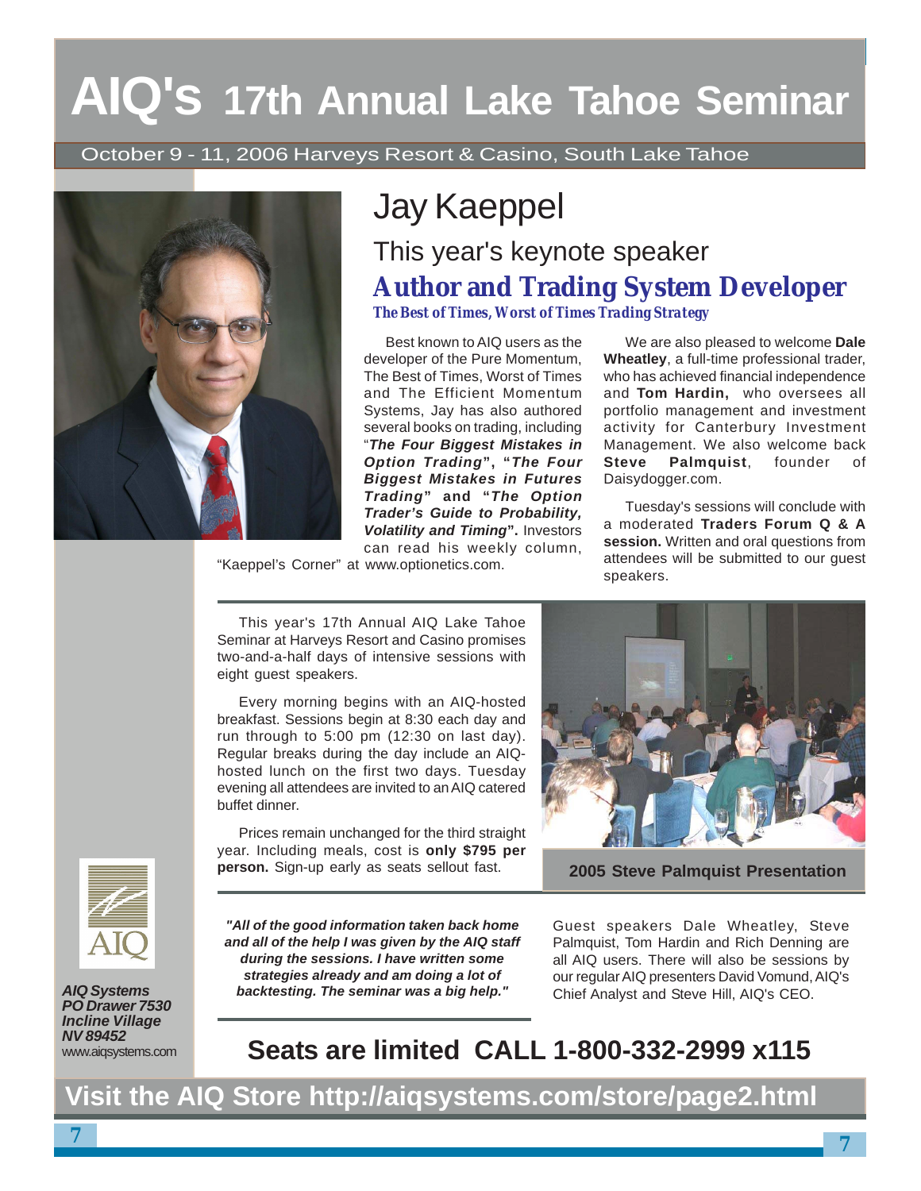# AIQ's 17th Annual Lake Tahoe Seminar

October 9 - 11, 2006 Harveys Resort & Casino, South Lake Tahoe

## Jay Kaeppel

### This year's keynote speaker

### Author and Trading System Developer

***The Best of Times, Worst of Times Trading Strategy***

Best known to AIQ users as the developer of the Pure Momentum, The Best of Times, Worst of Times and The Efficient Momentum Systems, Jay has also authored several books on trading, including "***The Four Biggest Mistakes in Option Trading***", "***The Four Biggest Mistakes in Futures Trading***" and "***The Option Trader's Guide to Probability, Volatility and Timing***". Investors can read his weekly column, "Kaeppel's Corner" at www.optionetics.com.

We are also pleased to welcome **Dale Wheatley**, a full-time professional trader, who has achieved financial independence and **Tom Hardin,** who oversees all portfolio management and investment activity for Canterbury Investment Management. We also welcome back **Steve Palmquist**, founder of Daisydogger.com.

Tuesday's sessions will conclude with a moderated **Traders Forum Q & A session.** Written and oral questions from attendees will be submitted to our guest speakers.

This year's 17th Annual AIQ Lake Tahoe Seminar at Harveys Resort and Casino promises two-and-a-half days of intensive sessions with eight guest speakers.

Every morning begins with an AIQ-hosted breakfast. Sessions begin at 8:30 each day and run through to 5:00 pm (12:30 on last day). Regular breaks during the day include an AIQ-hosted lunch on the first two days. Tuesday evening all attendees are invited to an AIQ catered buffet dinner.

Prices remain unchanged for the third straight year. Including meals, cost is **only $795 per person.** Sign-up early as seats sellout fast.

**2005 Steve Palmquist Presentation**

***"All of the good information taken back home and all of the help I was given by the AIQ staff during the sessions. I have written some strategies already and am doing a lot of backtesting. The seminar was a big help."***

Guest speakers Dale Wheatley, Steve Palmquist, Tom Hardin and Rich Denning are all AIQ users. There will also be sessions by our regular AIQ presenters David Vomund, AIQ's Chief Analyst and Steve Hill, AIQ's CEO.

***AIQ Systems***
***PO Drawer 7530***
***Incline Village***
***NV 89452***
www.aiqsystems.com

## Seats are limited CALL 1-800-332-2999 x115

**Visit the AIQ Store http://aiqsystems.com/store/page2.html**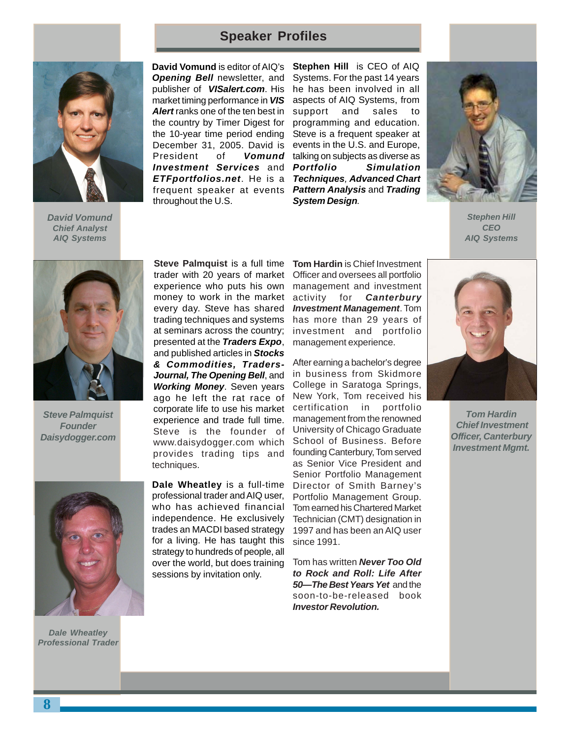## Speaker Profiles

**David Vomund** is editor of AIQ's ***Opening Bell*** newsletter, and publisher of ***VISalert.com***. His market timing performance in ***VIS Alert*** ranks one of the ten best in the country by Timer Digest for the 10-year time period ending December 31, 2005. David is President of ***Vomund Investment Services*** and ***ETFportfolios.net***. He is a frequent speaker at events throughout the U.S.

*David Vomund*
*Chief Analyst*
*AIQ Systems*

**Stephen Hill** is CEO of AIQ Systems. For the past 14 years he has been involved in all aspects of AIQ Systems, from support and sales to programming and education. Steve is a frequent speaker at events in the U.S. and Europe, talking on subjects as diverse as ***Portfolio Simulation Techniques***, ***Advanced Chart Pattern Analysis*** and ***Trading System Design***.

*Stephen Hill*
*CEO*
*AIQ Systems*

**Steve Palmquist** is a full time trader with 20 years of market experience who puts his own money to work in the market every day. Steve has shared trading techniques and systems at seminars across the country; presented at the ***Traders Expo***, and published articles in ***Stocks & Commodities, Traders-Journal, The Opening Bell***, and ***Working Money***. Seven years ago he left the rat race of corporate life to use his market experience and trade full time. Steve is the founder of www.daisydogger.com which provides trading tips and techniques.

*Steve Palmquist*
*Founder*
*Daisydogger.com*

**Dale Wheatley** is a full-time professional trader and AIQ user, who has achieved financial independence. He exclusively trades an MACDI based strategy for a living. He has taught this strategy to hundreds of people, all over the world, but does training sessions by invitation only.

*Dale Wheatley*
*Professional Trader*

**Tom Hardin** is Chief Investment Officer and oversees all portfolio management and investment activity for ***Canterbury Investment Management***. Tom has more than 29 years of investment and portfolio management experience.

After earning a bachelor's degree in business from Skidmore College in Saratoga Springs, New York, Tom received his certification in portfolio management from the renowned University of Chicago Graduate School of Business. Before founding Canterbury, Tom served as Senior Vice President and Senior Portfolio Management Director of Smith Barney's Portfolio Management Group. Tom earned his Chartered Market Technician (CMT) designation in 1997 and has been an AIQ user since 1991.

Tom has written ***Never Too Old to Rock and Roll: Life After 50—The Best Years Yet*** and the soon-to-be-released book ***Investor Revolution.***

*Tom Hardin*
*Chief Investment Officer, Canterbury Investment Mgmt.*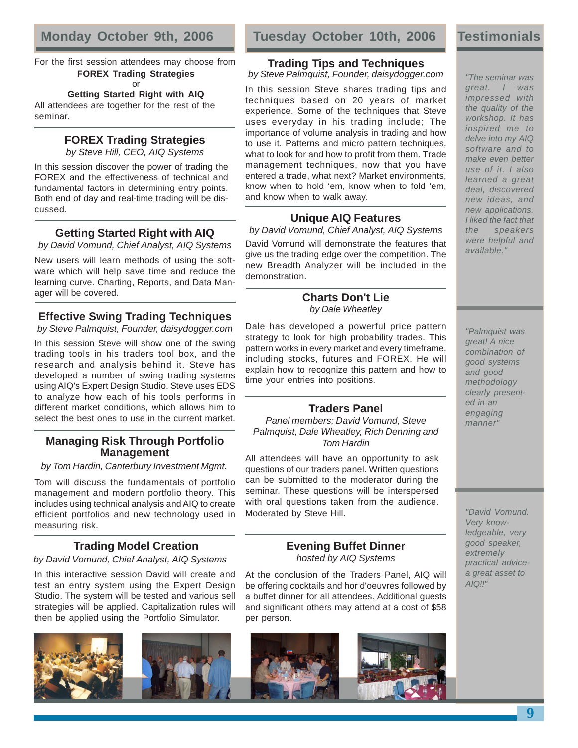## Monday October 9th, 2006

For the first session attendees may choose from

**FOREX Trading Strategies**

or

**Getting Started Right with AIQ**

All attendees are together for the rest of the seminar.

### FOREX Trading Strategies

*by Steve Hill, CEO, AIQ Systems*

In this session discover the power of trading the FOREX and the effectiveness of technical and fundamental factors in determining entry points. Both end of day and real-time trading will be discussed.

### Getting Started Right with AIQ

*by David Vomund, Chief Analyst, AIQ Systems*

New users will learn methods of using the software which will help save time and reduce the learning curve. Charting, Reports, and Data Manager will be covered.

### Effective Swing Trading Techniques

*by Steve Palmquist, Founder, daisydogger.com*

In this session Steve will show one of the swing trading tools in his traders tool box, and the research and analysis behind it. Steve has developed a number of swing trading systems using AIQ's Expert Design Studio. Steve uses EDS to analyze how each of his tools performs in different market conditions, which allows him to select the best ones to use in the current market.

### Managing Risk Through Portfolio Management

*by Tom Hardin, Canterbury Investment Mgmt.*

Tom will discuss the fundamentals of portfolio management and modern portfolio theory. This includes using technical analysis and AIQ to create efficient portfolios and new technology used in measuring risk.

### Trading Model Creation

*by David Vomund, Chief Analyst, AIQ Systems*

In this interactive session David will create and test an entry system using the Expert Design Studio. The system will be tested and various sell strategies will be applied. Capitalization rules will then be applied using the Portfolio Simulator.

## Tuesday October 10th, 2006

### Trading Tips and Techniques

*by Steve Palmquist, Founder, daisydogger.com*

In this session Steve shares trading tips and techniques based on 20 years of market experience. Some of the techniques that Steve uses everyday in his trading include; The importance of volume analysis in trading and how to use it. Patterns and micro pattern techniques, what to look for and how to profit from them. Trade management techniques, now that you have entered a trade, what next? Market environments, know when to hold 'em, know when to fold 'em, and know when to walk away.

### Unique AIQ Features

*by David Vomund, Chief Analyst, AIQ Systems*

David Vomund will demonstrate the features that give us the trading edge over the competition. The new Breadth Analyzer will be included in the demonstration.

### Charts Don't Lie

*by Dale Wheatley*

Dale has developed a powerful price pattern strategy to look for high probability trades. This pattern works in every market and every timeframe, including stocks, futures and FOREX. He will explain how to recognize this pattern and how to time your entries into positions.

### Traders Panel

*Panel members; David Vomund, Steve Palmquist, Dale Wheatley, Rich Denning and Tom Hardin*

All attendees will have an opportunity to ask questions of our traders panel. Written questions can be submitted to the moderator during the seminar. These questions will be interspersed with oral questions taken from the audience. Moderated by Steve Hill.

### Evening Buffet Dinner

*hosted by AIQ Systems*

At the conclusion of the Traders Panel, AIQ will be offering cocktails and hor d'oeuvres followed by a buffet dinner for all attendees. Additional guests and significant others may attend at a cost of $58 per person.

## Testimonials

*"The seminar was great. I was impressed with the quality of the workshop. It has inspired me to delve into my AIQ software and to make even better use of it. I also learned a great deal, discovered new ideas, and new applications. I liked the fact that the speakers were helpful and available."*

*"Palmquist was great! A nice combination of good systems and good methodology clearly presented in an engaging manner"*

*"David Vomund. Very knowledgeable, very good speaker, extremely practical advice-a great asset to AIQ!!"*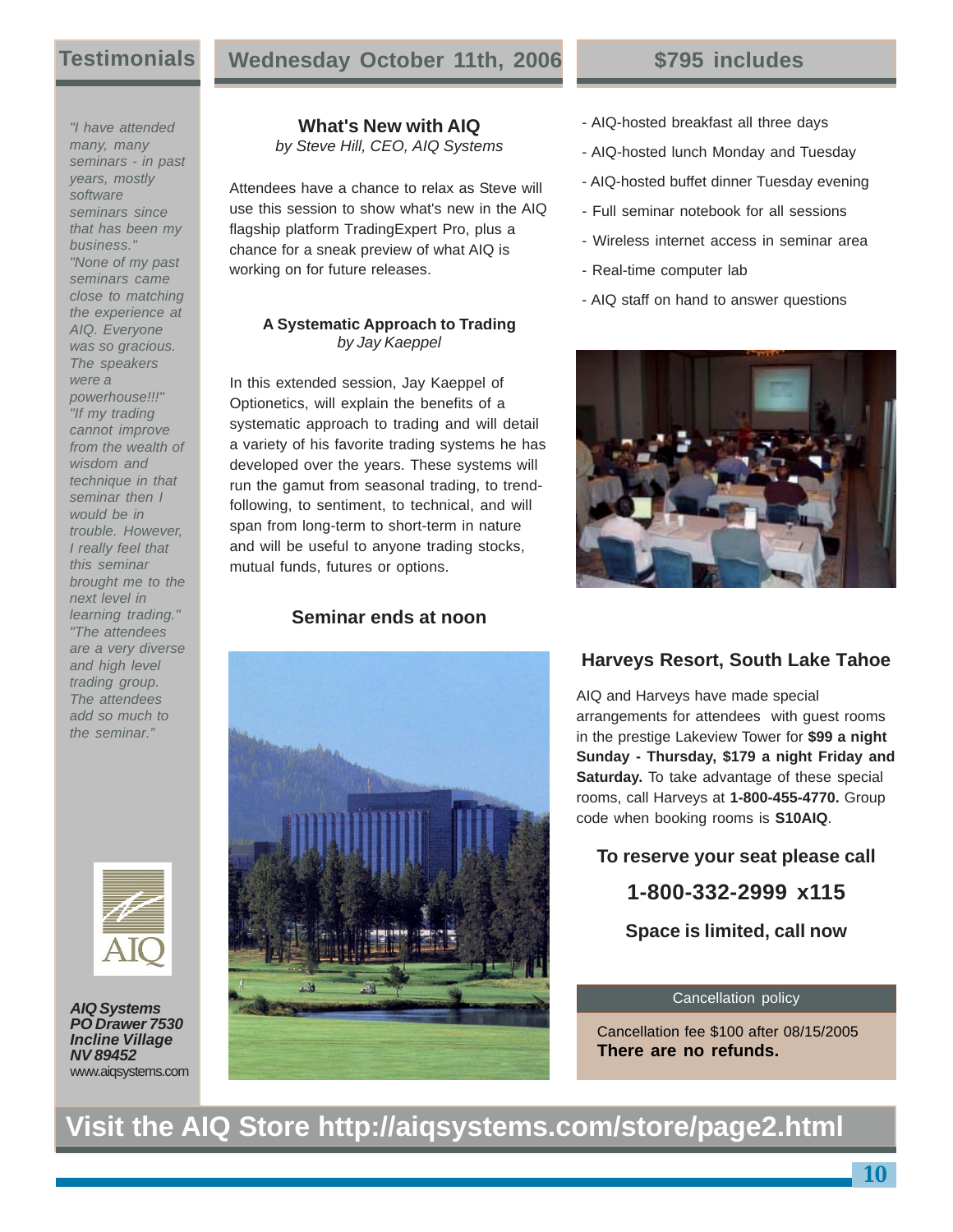## Testimonials

*"I have attended many, many seminars - in past years, mostly software seminars since that has been my business." "None of my past seminars came close to matching the experience at AIQ. Everyone was so gracious. The speakers were a powerhouse!!!" "If my trading cannot improve from the wealth of wisdom and technique in that seminar then I would be in trouble. However, I really feel that this seminar brought me to the next level in learning trading." "The attendees are a very diverse and high level trading group. The attendees add so much to the seminar."*

***AIQ Systems***
***PO Drawer 7530***
***Incline Village***
***NV 89452***
www.aiqsystems.com

## Wednesday October 11th, 2006

### What's New with AIQ

*by Steve Hill, CEO, AIQ Systems*

Attendees have a chance to relax as Steve will use this session to show what's new in the AIQ flagship platform TradingExpert Pro, plus a chance for a sneak preview of what AIQ is working on for future releases.

### A Systematic Approach to Trading

*by Jay Kaeppel*

In this extended session, Jay Kaeppel of Optionetics, will explain the benefits of a systematic approach to trading and will detail a variety of his favorite trading systems he has developed over the years. These systems will run the gamut from seasonal trading, to trend-following, to sentiment, to technical, and will span from long-term to short-term in nature and will be useful to anyone trading stocks, mutual funds, futures or options.

**Seminar ends at noon**

## $795 includes

- AIQ-hosted breakfast all three days
- AIQ-hosted lunch Monday and Tuesday
- AIQ-hosted buffet dinner Tuesday evening
- Full seminar notebook for all sessions
- Wireless internet access in seminar area
- Real-time computer lab
- AIQ staff on hand to answer questions

### Harveys Resort, South Lake Tahoe

AIQ and Harveys have made special arrangements for attendees with guest rooms in the prestige Lakeview Tower for **$99 a night Sunday - Thursday, $179 a night Friday and Saturday.** To take advantage of these special rooms, call Harveys at **1-800-455-4770.** Group code when booking rooms is **S10AIQ**.

**To reserve your seat please call**

**1-800-332-2999 x115**

**Space is limited, call now**

Cancellation policy

Cancellation fee $100 after 08/15/2005
**There are no refunds.**

## Visit the AIQ Store http://aiqsystems.com/store/page2.html